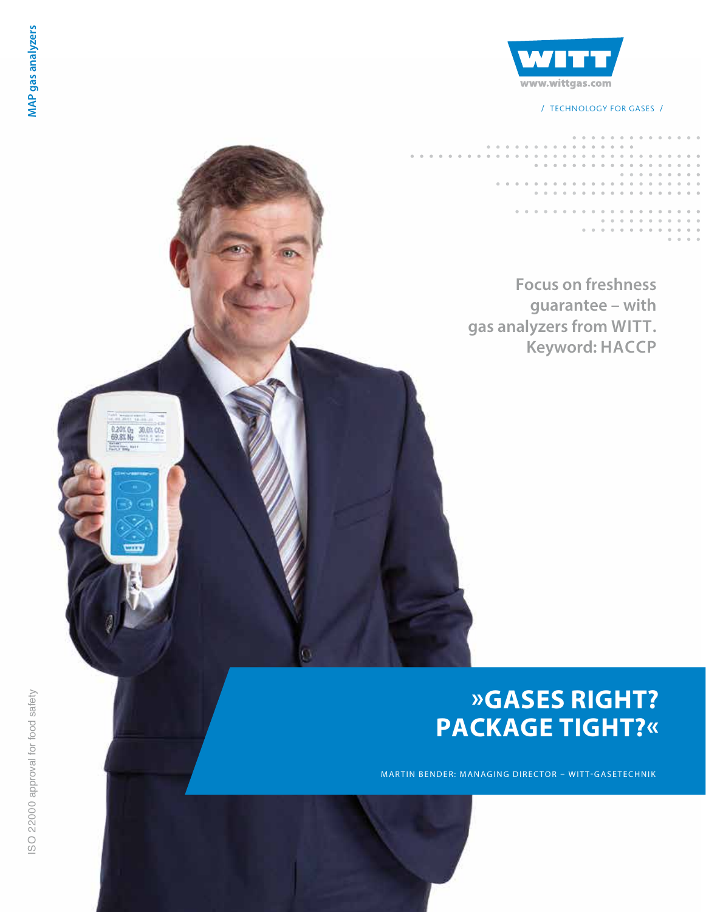MAP gas analyzers

www.wittgas.com

/ TECHNOLOGY FOR GASES /

**Focus on freshness guarantee – with gas analyzers from WITT. Keyword: HACCP**

# »GASES RIGHT? PACKAGE TIGHT?«

MARTIN BENDER: MANAGING DIRECTOR – WITT-GASETECHNIK

ISO 22000 approval for food safety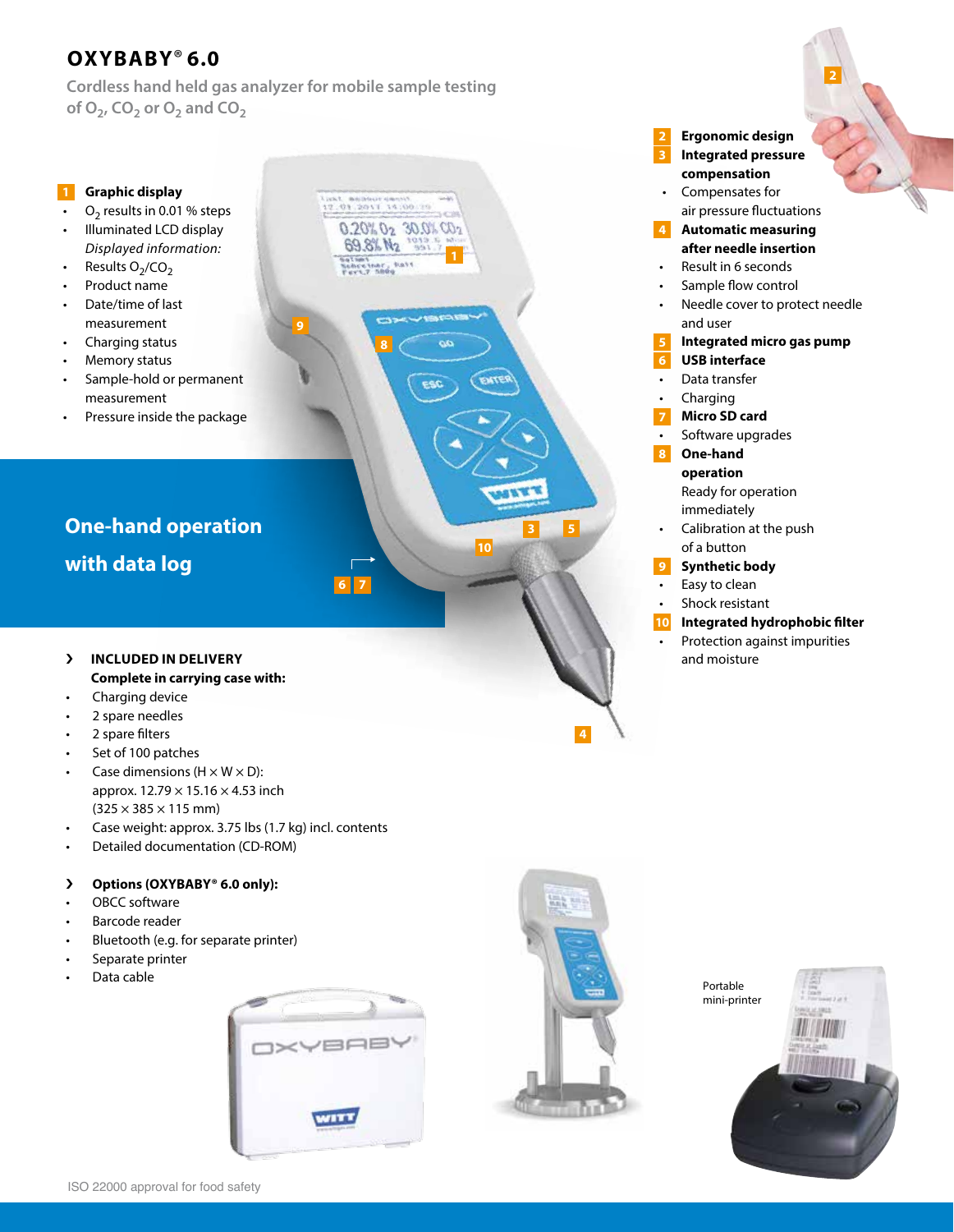# OXYBABY® 6.0

Cordless hand held gas analyzer for mobile sample testing of $O_2$, $CO_2$ or $O_2$ and $CO_2$

**1 Graphic display**

- $O_2$ results in 0.01 % steps
- Illuminated LCD display
  *Displayed information:*
- Results $O_2$/$CO_2$
- Product name
- Date/time of last measurement
- Charging status
- Memory status
- Sample-hold or permanent measurement
- Pressure inside the package

**2 Ergonomic design**

**3 Integrated pressure compensation**

- Compensates for air pressure fluctuations

**4 Automatic measuring after needle insertion**

- Result in 6 seconds
- Sample flow control
- Needle cover to protect needle and user

**5 Integrated micro gas pump**

**6 USB interface**

- Data transfer
- Charging

**7 Micro SD card**

- Software upgrades

**8 One-hand operation**

Ready for operation immediately

- Calibration at the push of a button

**9 Synthetic body**

- Easy to clean
- Shock resistant

**10 Integrated hydrophobic filter**

- Protection against impurities and moisture

## One-hand operation with data log

### › INCLUDED IN DELIVERY

**Complete in carrying case with:**

- Charging device
- 2 spare needles
- 2 spare filters
- Set of 100 patches
- Case dimensions (H × W × D): approx. 12.79 × 15.16 × 4.53 inch (325 × 385 × 115 mm)
- Case weight: approx. 3.75 lbs (1.7 kg) incl. contents
- Detailed documentation (CD-ROM)

### › Options (OXYBABY® 6.0 only):

- OBCC software
- Barcode reader
- Bluetooth (e.g. for separate printer)
- Separate printer
- Data cable

Portable mini-printer

ISO 22000 approval for food safety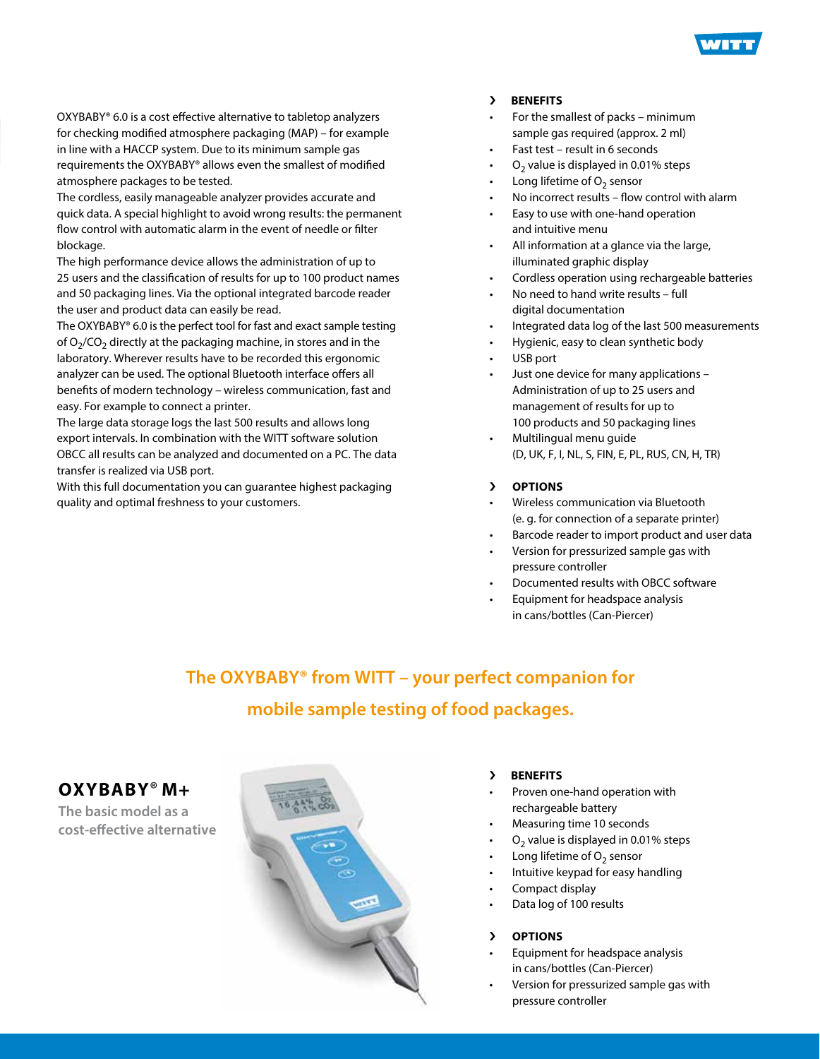OXYBABY® 6.0 is a cost effective alternative to tabletop analyzers for checking modified atmosphere packaging (MAP) – for example in line with a HACCP system. Due to its minimum sample gas requirements the OXYBABY® allows even the smallest of modified atmosphere packages to be tested.

The cordless, easily manageable analyzer provides accurate and quick data. A special highlight to avoid wrong results: the permanent flow control with automatic alarm in the event of needle or filter blockage.

The high performance device allows the administration of up to 25 users and the classification of results for up to 100 product names and 50 packaging lines. Via the optional integrated barcode reader the user and product data can easily be read.

The OXYBABY® 6.0 is the perfect tool for fast and exact sample testing of $O_2$/$CO_2$ directly at the packaging machine, in stores and in the laboratory. Wherever results have to be recorded this ergonomic analyzer can be used. The optional Bluetooth interface offers all benefits of modern technology – wireless communication, fast and easy. For example to connect a printer.

The large data storage logs the last 500 results and allows long export intervals. In combination with the WITT software solution OBCC all results can be analyzed and documented on a PC. The data transfer is realized via USB port.

With this full documentation you can guarantee highest packaging quality and optimal freshness to your customers.

### › BENEFITS

- For the smallest of packs – minimum sample gas required (approx. 2 ml)
- Fast test – result in 6 seconds
- $O_2$ value is displayed in 0.01% steps
- Long lifetime of $O_2$ sensor
- No incorrect results – flow control with alarm
- Easy to use with one-hand operation and intuitive menu
- All information at a glance via the large, illuminated graphic display
- Cordless operation using rechargeable batteries
- No need to hand write results – full digital documentation
- Integrated data log of the last 500 measurements
- Hygienic, easy to clean synthetic body
- USB port
- Just one device for many applications – Administration of up to 25 users and management of results for up to 100 products and 50 packaging lines
- Multilingual menu guide (D, UK, F, I, NL, S, FIN, E, PL, RUS, CN, H, TR)

### › OPTIONS

- Wireless communication via Bluetooth (e. g. for connection of a separate printer)
- Barcode reader to import product and user data
- Version for pressurized sample gas with pressure controller
- Documented results with OBCC software
- Equipment for headspace analysis in cans/bottles (Can-Piercer)

## The OXYBABY® from WITT – your perfect companion for mobile sample testing of food packages.

## OXYBABY® M+

The basic model as a cost-effective alternative

### › BENEFITS

- Proven one-hand operation with rechargeable battery
- Measuring time 10 seconds
- $O_2$ value is displayed in 0.01% steps
- Long lifetime of $O_2$ sensor
- Intuitive keypad for easy handling
- Compact display
- Data log of 100 results

### › OPTIONS

- Equipment for headspace analysis in cans/bottles (Can-Piercer)
- Version for pressurized sample gas with pressure controller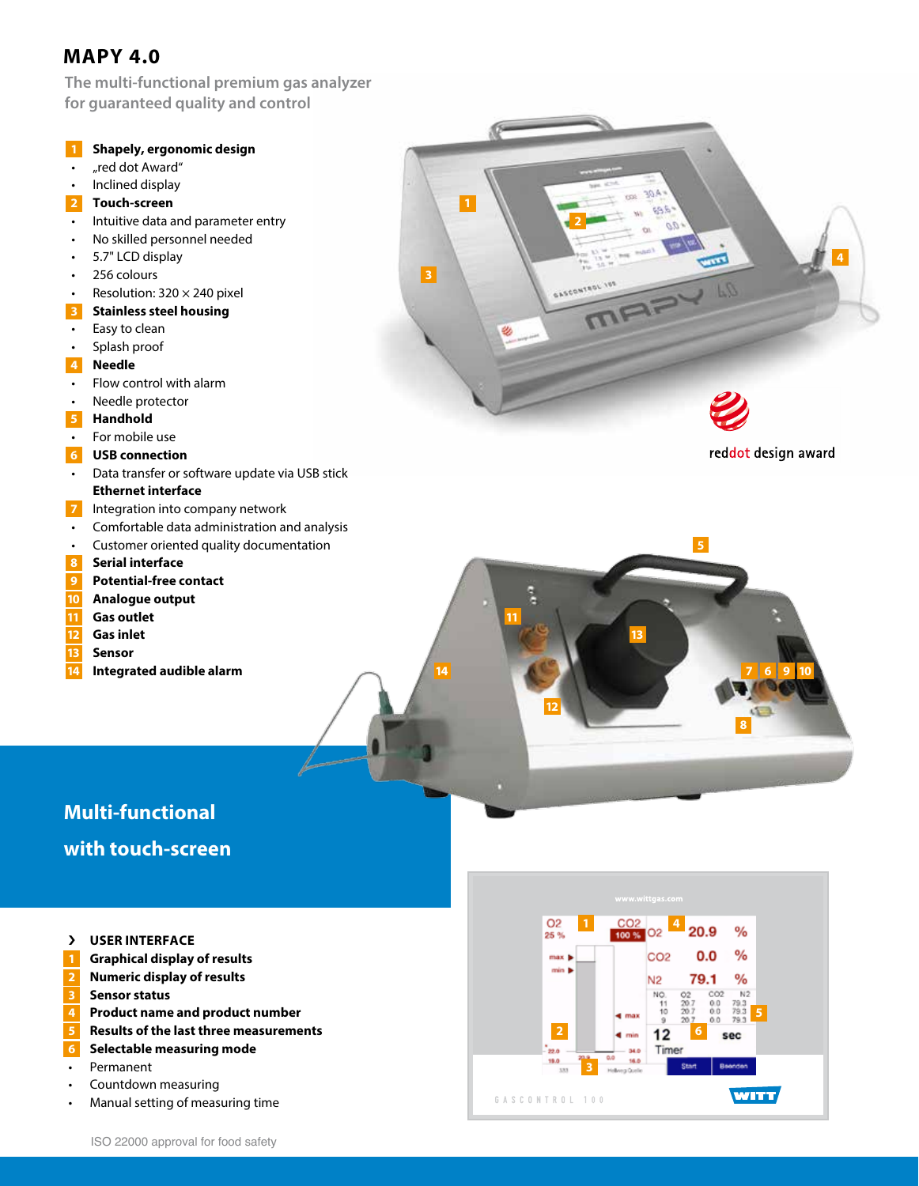# MAPY 4.0

The multi-functional premium gas analyzer for guaranteed quality and control

**1 Shapely, ergonomic design**
- „red dot Award"
- Inclined display

**2 Touch-screen**
- Intuitive data and parameter entry
- No skilled personnel needed
- 5.7" LCD display
- 256 colours
- Resolution: 320 × 240 pixel

**3 Stainless steel housing**
- Easy to clean
- Splash proof

**4 Needle**
- Flow control with alarm
- Needle protector

**5 Handhold**
- For mobile use

**6 USB connection**
- Data transfer or software update via USB stick

**Ethernet interface**

7 Integration into company network
- Comfortable data administration and analysis
- Customer oriented quality documentation

**8 Serial interface**

**9 Potential-free contact**

**10 Analogue output**

**11 Gas outlet**

**12 Gas inlet**

**13 Sensor**

**14 Integrated audible alarm**

reddot design award

## Multi-functional with touch-screen

**› USER INTERFACE**

**1 Graphical display of results**

**2 Numeric display of results**

**3 Sensor status**

**4 Product name and product number**

**5 Results of the last three measurements**

**6 Selectable measuring mode**
- Permanent
- Countdown measuring
- Manual setting of measuring time

ISO 22000 approval for food safety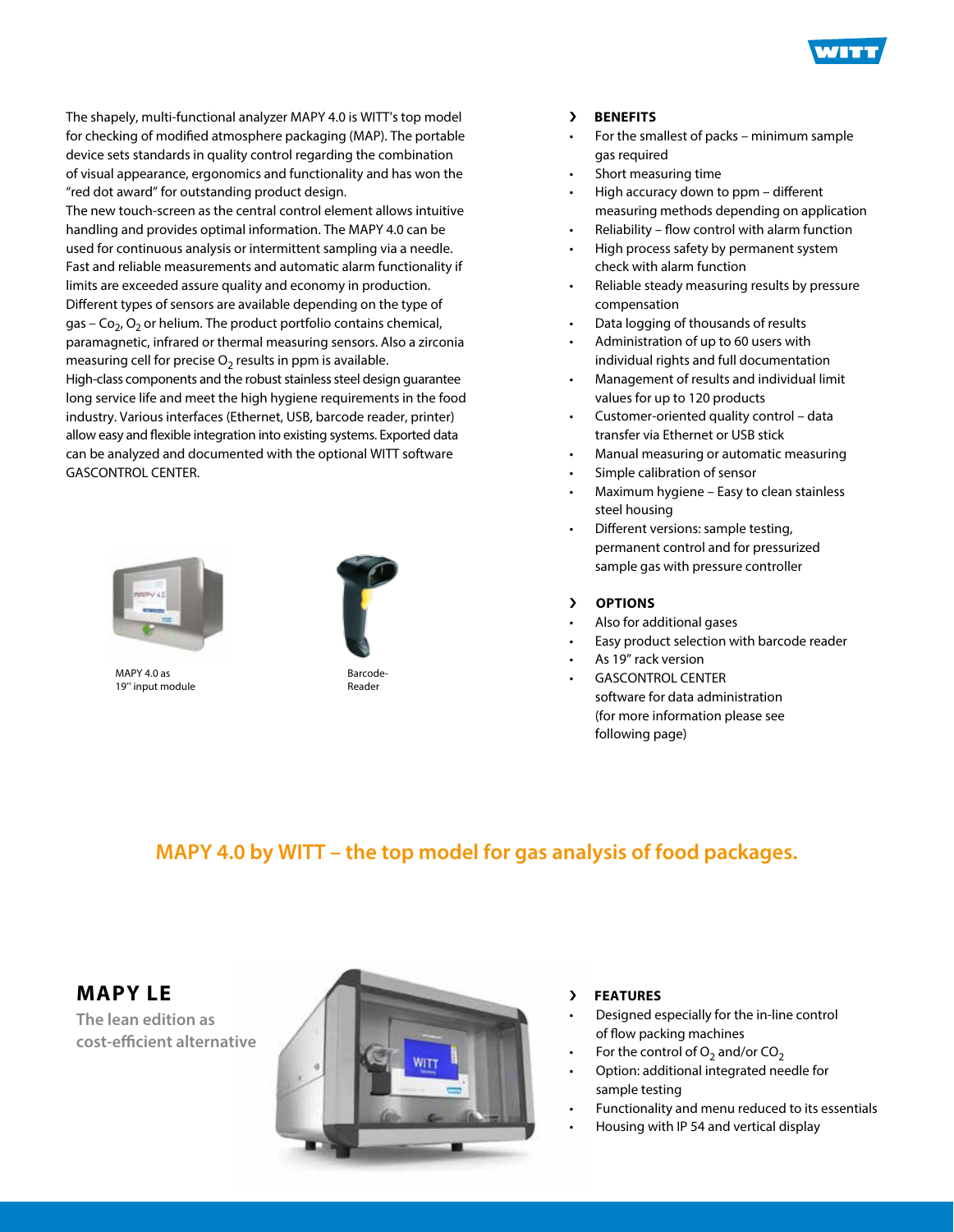The shapely, multi-functional analyzer MAPY 4.0 is WITT's top model for checking of modified atmosphere packaging (MAP). The portable device sets standards in quality control regarding the combination of visual appearance, ergonomics and functionality and has won the "red dot award" for outstanding product design.
The new touch-screen as the central control element allows intuitive handling and provides optimal information. The MAPY 4.0 can be used for continuous analysis or intermittent sampling via a needle. Fast and reliable measurements and automatic alarm functionality if limits are exceeded assure quality and economy in production.
Different types of sensors are available depending on the type of gas – $Co_2$, $O_2$ or helium. The product portfolio contains chemical, paramagnetic, infrared or thermal measuring sensors. Also a zirconia measuring cell for precise $O_2$ results in ppm is available.
High-class components and the robust stainless steel design guarantee long service life and meet the high hygiene requirements in the food industry. Various interfaces (Ethernet, USB, barcode reader, printer) allow easy and flexible integration into existing systems. Exported data can be analyzed and documented with the optional WITT software GASCONTROL CENTER.

MAPY 4.0 as 19" input module

Barcode-Reader

### › BENEFITS

- For the smallest of packs – minimum sample gas required
- Short measuring time
- High accuracy down to ppm – different measuring methods depending on application
- Reliability – flow control with alarm function
- High process safety by permanent system check with alarm function
- Reliable steady measuring results by pressure compensation
- Data logging of thousands of results
- Administration of up to 60 users with individual rights and full documentation
- Management of results and individual limit values for up to 120 products
- Customer-oriented quality control – data transfer via Ethernet or USB stick
- Manual measuring or automatic measuring
- Simple calibration of sensor
- Maximum hygiene – Easy to clean stainless steel housing
- Different versions: sample testing, permanent control and for pressurized sample gas with pressure controller

### › OPTIONS

- Also for additional gases
- Easy product selection with barcode reader
- As 19" rack version
- GASCONTROL CENTER software for data administration (for more information please see following page)

## MAPY 4.0 by WITT – the top model for gas analysis of food packages.

## MAPY LE

**The lean edition as cost-efficient alternative**

### › FEATURES

- Designed especially for the in-line control of flow packing machines
- For the control of $O_2$ and/or $CO_2$
- Option: additional integrated needle for sample testing
- Functionality and menu reduced to its essentials
- Housing with IP 54 and vertical display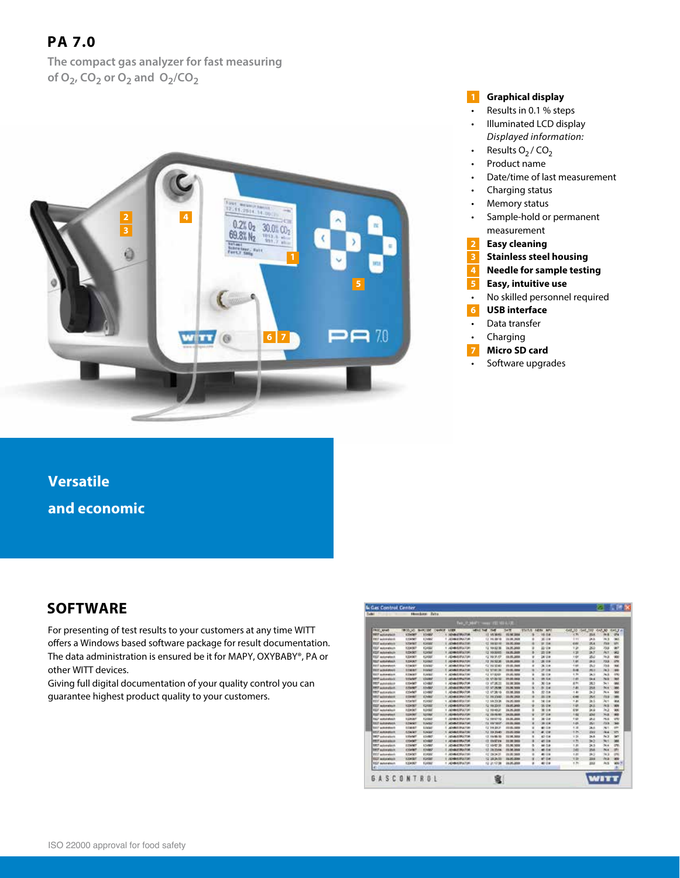# PA 7.0

The compact gas analyzer for fast measuring of $O_2$, $CO_2$ or $O_2$ and $O_2/CO_2$

**1 Graphical display**
- Results in 0.1 % steps
- Illuminated LCD display

*Displayed information:*
- Results $O_2$ / $CO_2$
- Product name
- Date/time of last measurement
- Charging status
- Memory status
- Sample-hold or permanent measurement

**2 Easy cleaning**

**3 Stainless steel housing**

**4 Needle for sample testing**

**5 Easy, intuitive use**
- No skilled personnel required

**6 USB interface**
- Data transfer
- Charging

**7 Micro SD card**
- Software upgrades

**Versatile**

**and economic**

## SOFTWARE

For presenting of test results to your customers at any time WITT offers a Windows based software package for result documentation. The data administration is ensured be it for MAPY, OXYBABY®, PA or other WITT devices.
Giving full digital documentation of your quality control you can guarantee highest product quality to your customers.

ISO 22000 approval for food safety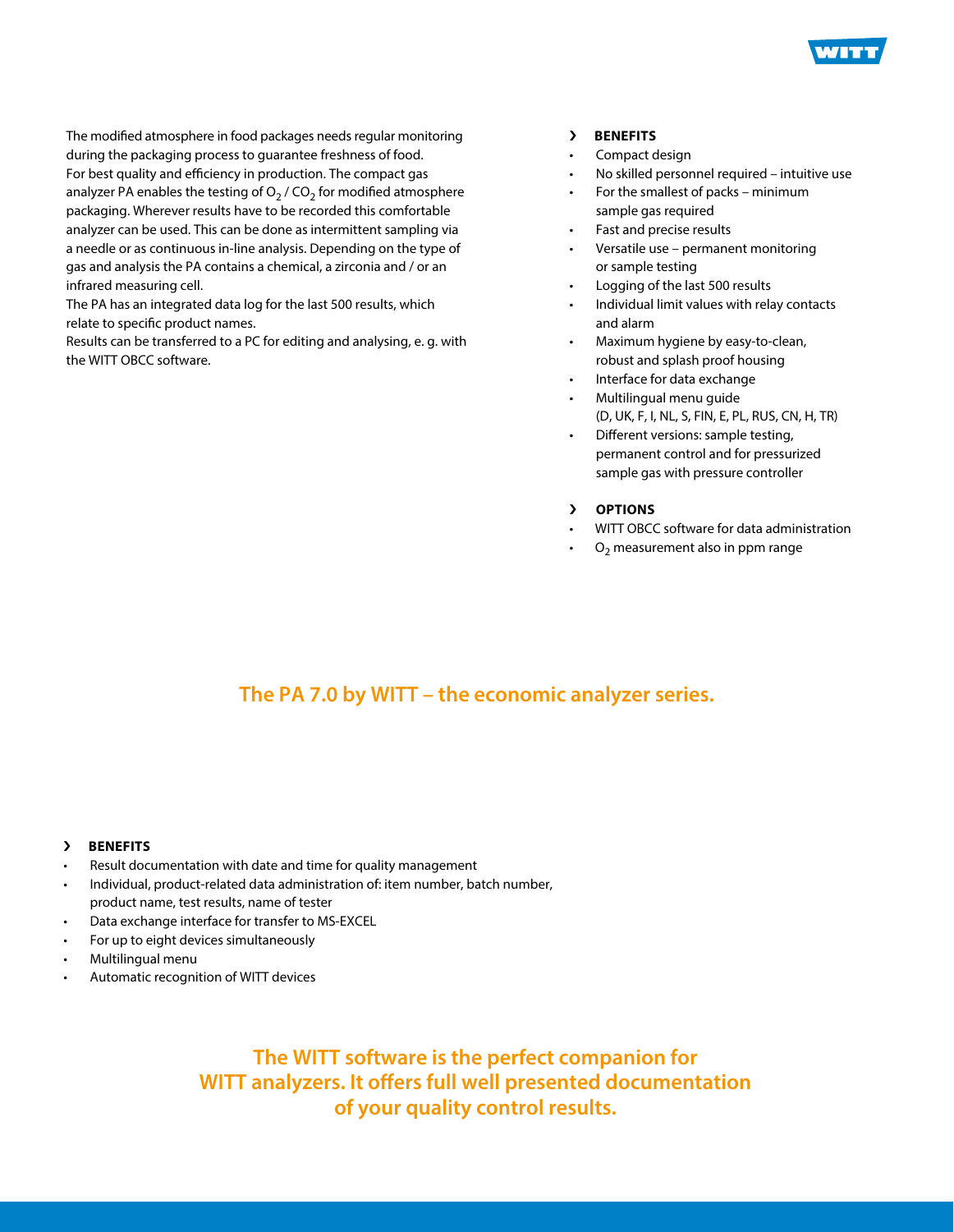The modified atmosphere in food packages needs regular monitoring during the packaging process to guarantee freshness of food. For best quality and efficiency in production. The compact gas analyzer PA enables the testing of $O_2$ / $CO_2$ for modified atmosphere packaging. Wherever results have to be recorded this comfortable analyzer can be used. This can be done as intermittent sampling via a needle or as continuous in-line analysis. Depending on the type of gas and analysis the PA contains a chemical, a zirconia and / or an infrared measuring cell.

The PA has an integrated data log for the last 500 results, which relate to specific product names.

Results can be transferred to a PC for editing and analysing, e. g. with the WITT OBCC software.

### › BENEFITS

- Compact design
- No skilled personnel required – intuitive use
- For the smallest of packs – minimum sample gas required
- Fast and precise results
- Versatile use – permanent monitoring or sample testing
- Logging of the last 500 results
- Individual limit values with relay contacts and alarm
- Maximum hygiene by easy-to-clean, robust and splash proof housing
- Interface for data exchange
- Multilingual menu guide (D, UK, F, I, NL, S, FIN, E, PL, RUS, CN, H, TR)
- Different versions: sample testing, permanent control and for pressurized sample gas with pressure controller

### › OPTIONS

- WITT OBCC software for data administration
- $O_2$ measurement also in ppm range

## The PA 7.0 by WITT – the economic analyzer series.

### › BENEFITS

- Result documentation with date and time for quality management
- Individual, product-related data administration of: item number, batch number, product name, test results, name of tester
- Data exchange interface for transfer to MS-EXCEL
- For up to eight devices simultaneously
- Multilingual menu
- Automatic recognition of WITT devices

## The WITT software is the perfect companion for WITT analyzers. It offers full well presented documentation of your quality control results.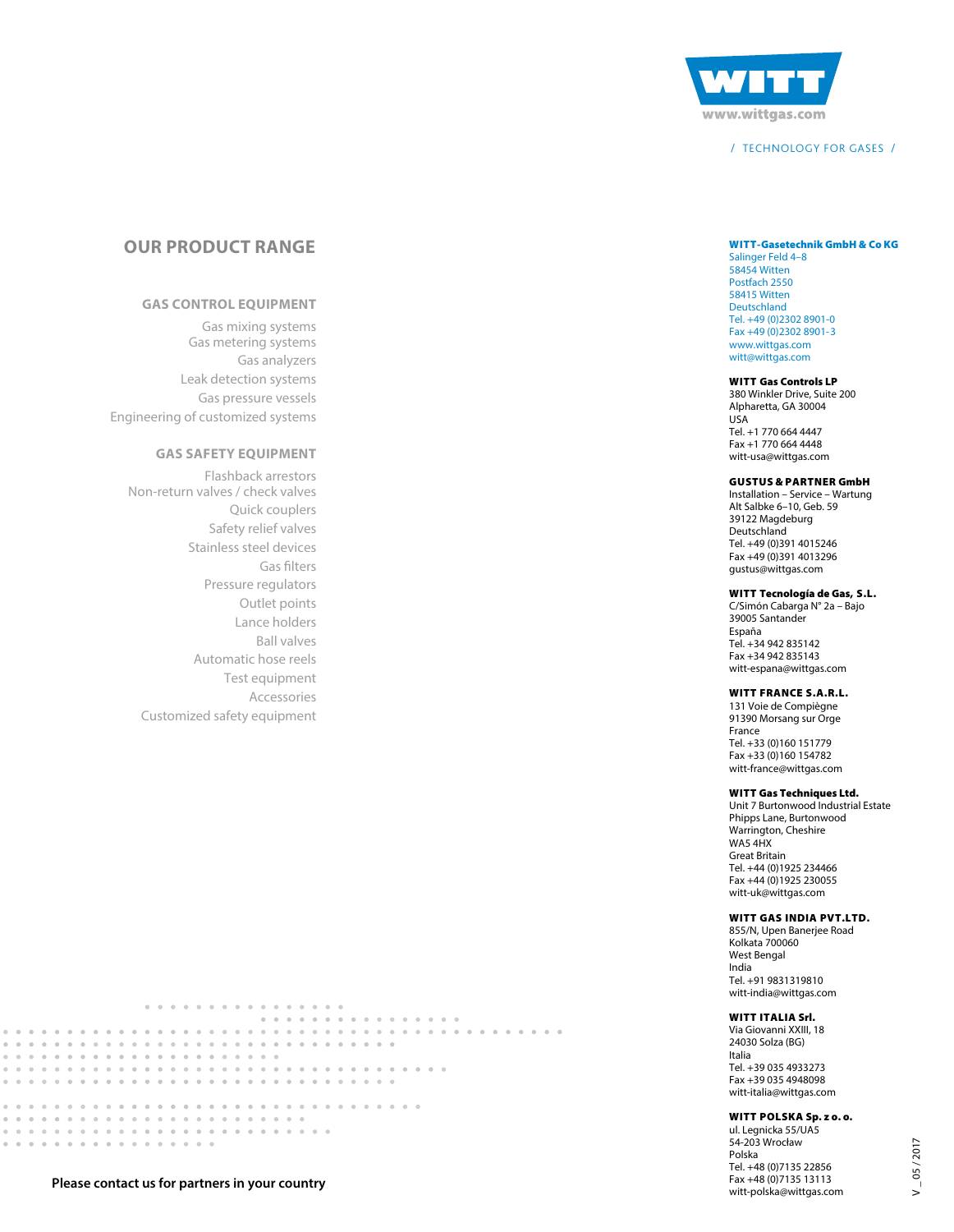www.wittgas.com

/ TECHNOLOGY FOR GASES /

## OUR PRODUCT RANGE

### GAS CONTROL EQUIPMENT

Gas mixing systems
Gas metering systems
Gas analyzers
Leak detection systems
Gas pressure vessels
Engineering of customized systems

### GAS SAFETY EQUIPMENT

Flashback arrestors
Non-return valves / check valves
Quick couplers
Safety relief valves
Stainless steel devices
Gas filters
Pressure regulators
Outlet points
Lance holders
Ball valves
Automatic hose reels
Test equipment
Accessories
Customized safety equipment

**Please contact us for partners in your country**

**WITT-Gasetechnik GmbH & Co KG**
Salinger Feld 4–8
58454 Witten
Postfach 2550
58415 Witten
Deutschland
Tel. +49 (0)2302 8901-0
Fax +49 (0)2302 8901-3
www.wittgas.com
witt@wittgas.com

**WITT Gas Controls LP**
380 Winkler Drive, Suite 200
Alpharetta, GA 30004
USA
Tel. +1 770 664 4447
Fax +1 770 664 4448
witt-usa@wittgas.com

**GUSTUS & PARTNER GmbH**
Installation – Service – Wartung
Alt Salbke 6–10, Geb. 59
39122 Magdeburg
Deutschland
Tel. +49 (0)391 4015246
Fax +49 (0)391 4013296
gustus@wittgas.com

**WITT Tecnología de Gas, S.L.**
C/Simón Cabarga N° 2a – Bajo
39005 Santander
España
Tel. +34 942 835142
Fax +34 942 835143
witt-espana@wittgas.com

**WITT FRANCE S.A.R.L.**
131 Voie de Compiègne
91390 Morsang sur Orge
France
Tel. +33 (0)160 151779
Fax +33 (0)160 154782
witt-france@wittgas.com

**WITT Gas Techniques Ltd.**
Unit 7 Burtonwood Industrial Estate
Phipps Lane, Burtonwood
Warrington, Cheshire
WA5 4HX
Great Britain
Tel. +44 (0)1925 234466
Fax +44 (0)1925 230055
witt-uk@wittgas.com

**WITT GAS INDIA PVT.LTD.**
855/N, Upen Banerjee Road
Kolkata 700060
West Bengal
India
Tel. +91 9831319810
witt-india@wittgas.com

**WITT ITALIA Srl.**
Via Giovanni XXIII, 18
24030 Solza (BG)
Italia
Tel. +39 035 4933273
Fax +39 035 4948098
witt-italia@wittgas.com

**WITT POLSKA Sp. z o. o.**
ul. Legnicka 55/UA5
54-203 Wrocław
Polska
Tel. +48 (0)7135 22856
Fax +48 (0)7135 13113
witt-polska@wittgas.com

V_05 / 2017